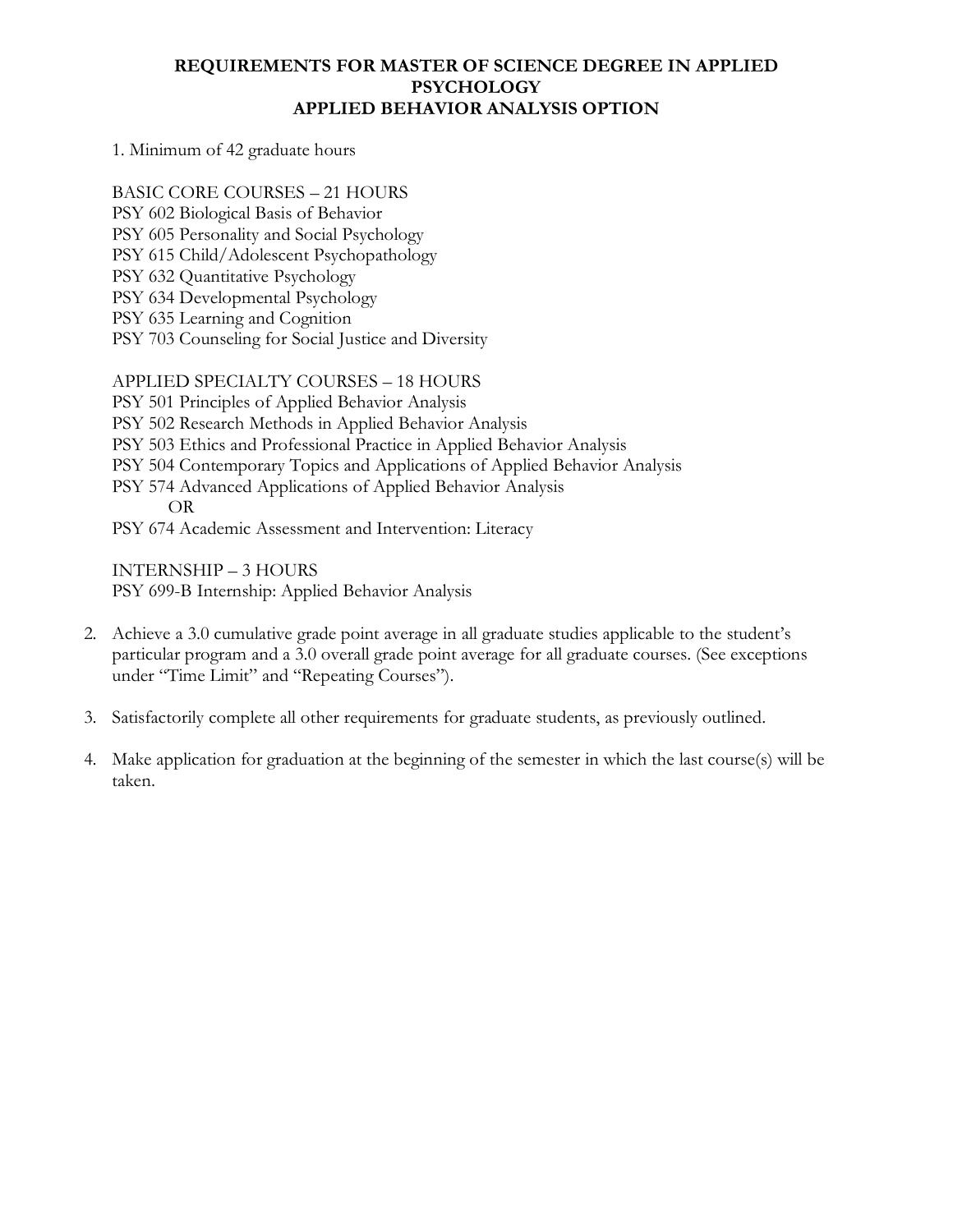# REQUIREMENTS FOR MASTER OF SCIENCE DEGREE IN APPLIED PSYCHOLOGY
## APPLIED BEHAVIOR ANALYSIS OPTION

1. Minimum of 42 graduate hours

   BASIC CORE COURSES – 21 HOURS
   PSY 602 Biological Basis of Behavior
   PSY 605 Personality and Social Psychology
   PSY 615 Child/Adolescent Psychopathology
   PSY 632 Quantitative Psychology
   PSY 634 Developmental Psychology
   PSY 635 Learning and Cognition
   PSY 703 Counseling for Social Justice and Diversity

   APPLIED SPECIALTY COURSES – 18 HOURS
   PSY 501 Principles of Applied Behavior Analysis
   PSY 502 Research Methods in Applied Behavior Analysis
   PSY 503 Ethics and Professional Practice in Applied Behavior Analysis
   PSY 504 Contemporary Topics and Applications of Applied Behavior Analysis
   PSY 574 Advanced Applications of Applied Behavior Analysis
   OR
   PSY 674 Academic Assessment and Intervention: Literacy

   INTERNSHIP – 3 HOURS
   PSY 699-B Internship: Applied Behavior Analysis

2. Achieve a 3.0 cumulative grade point average in all graduate studies applicable to the student's particular program and a 3.0 overall grade point average for all graduate courses. (See exceptions under "Time Limit" and "Repeating Courses").

3. Satisfactorily complete all other requirements for graduate students, as previously outlined.

4. Make application for graduation at the beginning of the semester in which the last course(s) will be taken.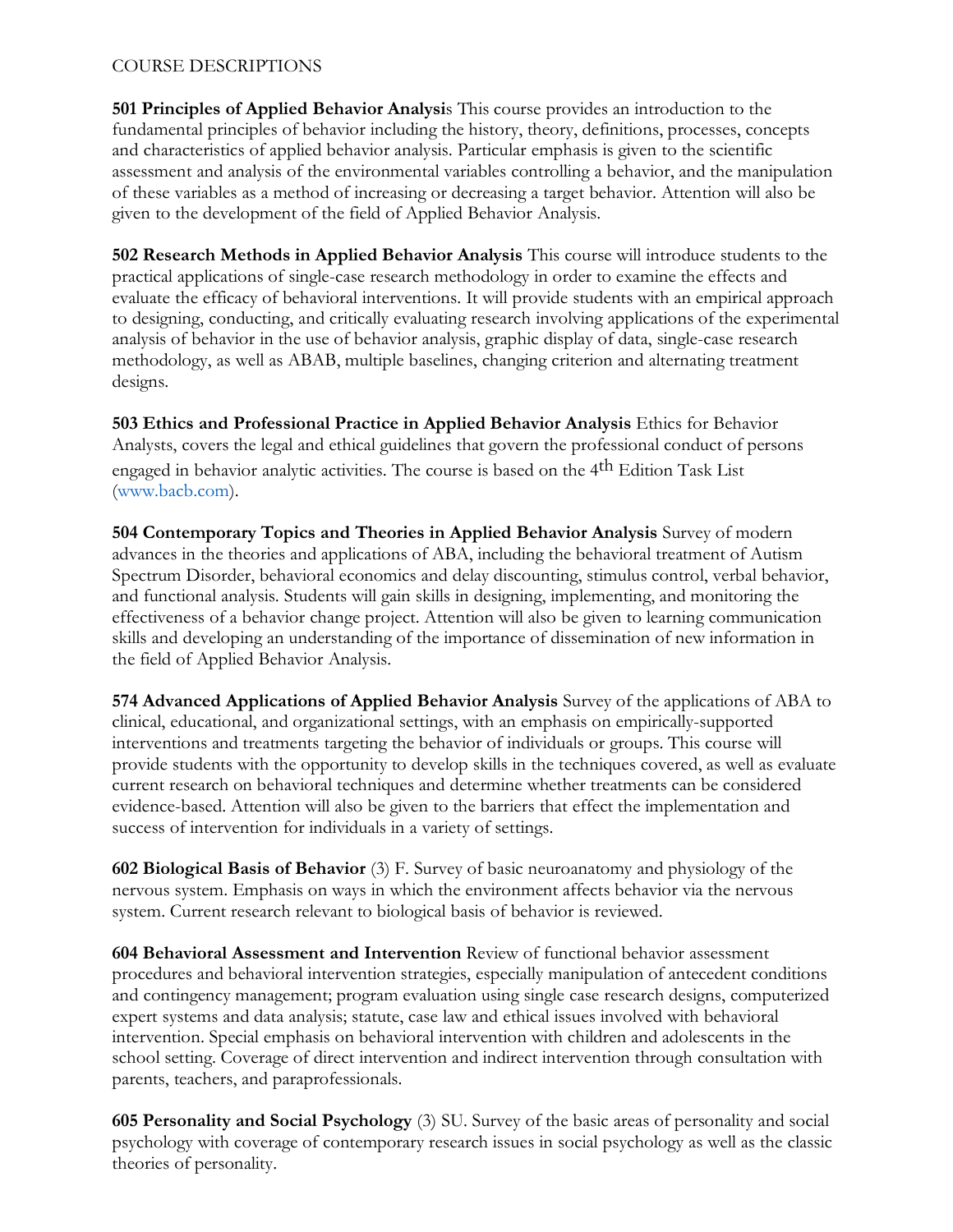COURSE DESCRIPTIONS

**501 Principles of Applied Behavior Analysi**s This course provides an introduction to the fundamental principles of behavior including the history, theory, definitions, processes, concepts and characteristics of applied behavior analysis. Particular emphasis is given to the scientific assessment and analysis of the environmental variables controlling a behavior, and the manipulation of these variables as a method of increasing or decreasing a target behavior. Attention will also be given to the development of the field of Applied Behavior Analysis.

**502 Research Methods in Applied Behavior Analysis** This course will introduce students to the practical applications of single-case research methodology in order to examine the effects and evaluate the efficacy of behavioral interventions. It will provide students with an empirical approach to designing, conducting, and critically evaluating research involving applications of the experimental analysis of behavior in the use of behavior analysis, graphic display of data, single-case research methodology, as well as ABAB, multiple baselines, changing criterion and alternating treatment designs.

**503 Ethics and Professional Practice in Applied Behavior Analysis** Ethics for Behavior Analysts, covers the legal and ethical guidelines that govern the professional conduct of persons engaged in behavior analytic activities. The course is based on the 4th Edition Task List (www.bacb.com).

**504 Contemporary Topics and Theories in Applied Behavior Analysis** Survey of modern advances in the theories and applications of ABA, including the behavioral treatment of Autism Spectrum Disorder, behavioral economics and delay discounting, stimulus control, verbal behavior, and functional analysis. Students will gain skills in designing, implementing, and monitoring the effectiveness of a behavior change project. Attention will also be given to learning communication skills and developing an understanding of the importance of dissemination of new information in the field of Applied Behavior Analysis.

**574 Advanced Applications of Applied Behavior Analysis** Survey of the applications of ABA to clinical, educational, and organizational settings, with an emphasis on empirically-supported interventions and treatments targeting the behavior of individuals or groups. This course will provide students with the opportunity to develop skills in the techniques covered, as well as evaluate current research on behavioral techniques and determine whether treatments can be considered evidence-based. Attention will also be given to the barriers that effect the implementation and success of intervention for individuals in a variety of settings.

**602 Biological Basis of Behavior** (3) F. Survey of basic neuroanatomy and physiology of the nervous system. Emphasis on ways in which the environment affects behavior via the nervous system. Current research relevant to biological basis of behavior is reviewed.

**604 Behavioral Assessment and Intervention** Review of functional behavior assessment procedures and behavioral intervention strategies, especially manipulation of antecedent conditions and contingency management; program evaluation using single case research designs, computerized expert systems and data analysis; statute, case law and ethical issues involved with behavioral intervention. Special emphasis on behavioral intervention with children and adolescents in the school setting. Coverage of direct intervention and indirect intervention through consultation with parents, teachers, and paraprofessionals.

**605 Personality and Social Psychology** (3) SU. Survey of the basic areas of personality and social psychology with coverage of contemporary research issues in social psychology as well as the classic theories of personality.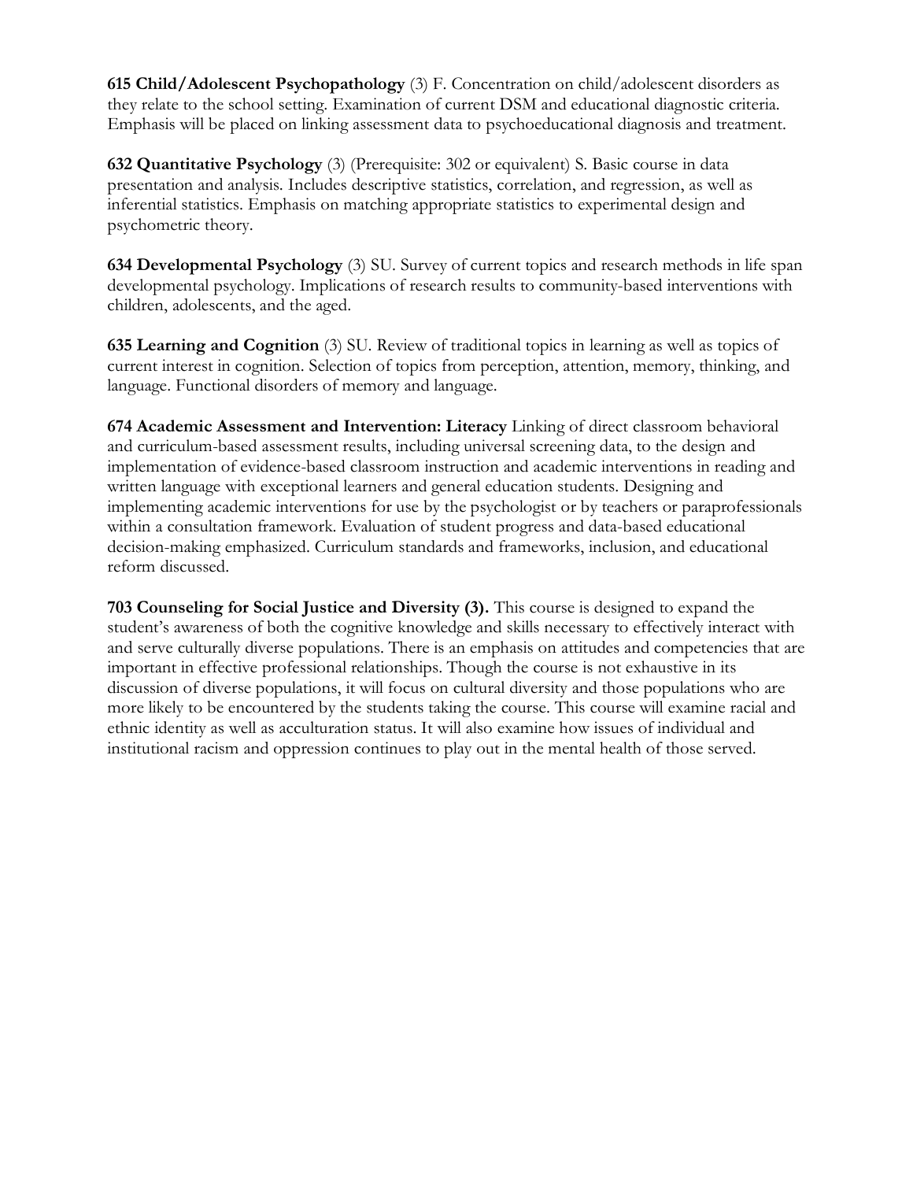**615 Child/Adolescent Psychopathology** (3) F. Concentration on child/adolescent disorders as they relate to the school setting. Examination of current DSM and educational diagnostic criteria. Emphasis will be placed on linking assessment data to psychoeducational diagnosis and treatment.

**632 Quantitative Psychology** (3) (Prerequisite: 302 or equivalent) S. Basic course in data presentation and analysis. Includes descriptive statistics, correlation, and regression, as well as inferential statistics. Emphasis on matching appropriate statistics to experimental design and psychometric theory.

**634 Developmental Psychology** (3) SU. Survey of current topics and research methods in life span developmental psychology. Implications of research results to community-based interventions with children, adolescents, and the aged.

**635 Learning and Cognition** (3) SU. Review of traditional topics in learning as well as topics of current interest in cognition. Selection of topics from perception, attention, memory, thinking, and language. Functional disorders of memory and language.

**674 Academic Assessment and Intervention: Literacy** Linking of direct classroom behavioral and curriculum-based assessment results, including universal screening data, to the design and implementation of evidence-based classroom instruction and academic interventions in reading and written language with exceptional learners and general education students. Designing and implementing academic interventions for use by the psychologist or by teachers or paraprofessionals within a consultation framework. Evaluation of student progress and data-based educational decision-making emphasized. Curriculum standards and frameworks, inclusion, and educational reform discussed.

**703 Counseling for Social Justice and Diversity (3).** This course is designed to expand the student's awareness of both the cognitive knowledge and skills necessary to effectively interact with and serve culturally diverse populations. There is an emphasis on attitudes and competencies that are important in effective professional relationships. Though the course is not exhaustive in its discussion of diverse populations, it will focus on cultural diversity and those populations who are more likely to be encountered by the students taking the course. This course will examine racial and ethnic identity as well as acculturation status. It will also examine how issues of individual and institutional racism and oppression continues to play out in the mental health of those served.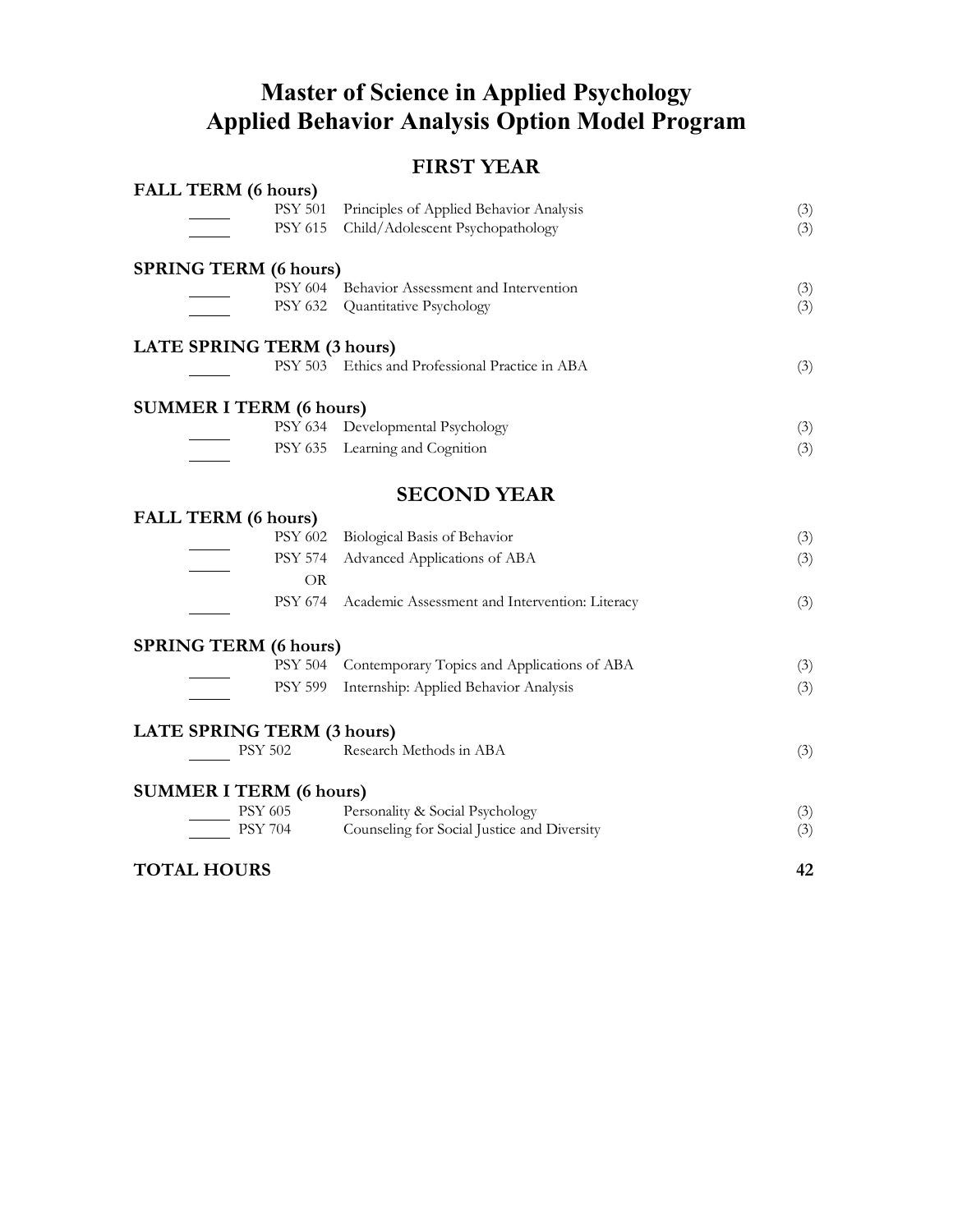# Master of Science in Applied Psychology
# Applied Behavior Analysis Option Model Program

## FIRST YEAR

**FALL TERM (6 hours)**

| | | | |
|---|---|---|---|
| _____ | PSY 501 | Principles of Applied Behavior Analysis | (3) |
| _____ | PSY 615 | Child/Adolescent Psychopathology | (3) |

**SPRING TERM (6 hours)**

| | | | |
|---|---|---|---|
| _____ | PSY 604 | Behavior Assessment and Intervention | (3) |
| _____ | PSY 632 | Quantitative Psychology | (3) |

**LATE SPRING TERM (3 hours)**

| | | | |
|---|---|---|---|
| _____ | PSY 503 | Ethics and Professional Practice in ABA | (3) |

**SUMMER I TERM (6 hours)**

| | | | |
|---|---|---|---|
| _____ | PSY 634 | Developmental Psychology | (3) |
| _____ | PSY 635 | Learning and Cognition | (3) |

## SECOND YEAR

**FALL TERM (6 hours)**

| | | | |
|---|---|---|---|
| _____ | PSY 602 | Biological Basis of Behavior | (3) |
| _____ | PSY 574 | Advanced Applications of ABA | (3) |
| | OR | | |
| _____ | PSY 674 | Academic Assessment and Intervention: Literacy | (3) |

**SPRING TERM (6 hours)**

| | | | |
|---|---|---|---|
| _____ | PSY 504 | Contemporary Topics and Applications of ABA | (3) |
| _____ | PSY 599 | Internship: Applied Behavior Analysis | (3) |

**LATE SPRING TERM (3 hours)**

| | | | |
|---|---|---|---|
| _____ | PSY 502 | Research Methods in ABA | (3) |

**SUMMER I TERM (6 hours)**

| | | | |
|---|---|---|---|
| _____ | PSY 605 | Personality & Social Psychology | (3) |
| _____ | PSY 704 | Counseling for Social Justice and Diversity | (3) |

**TOTAL HOURS** **42**